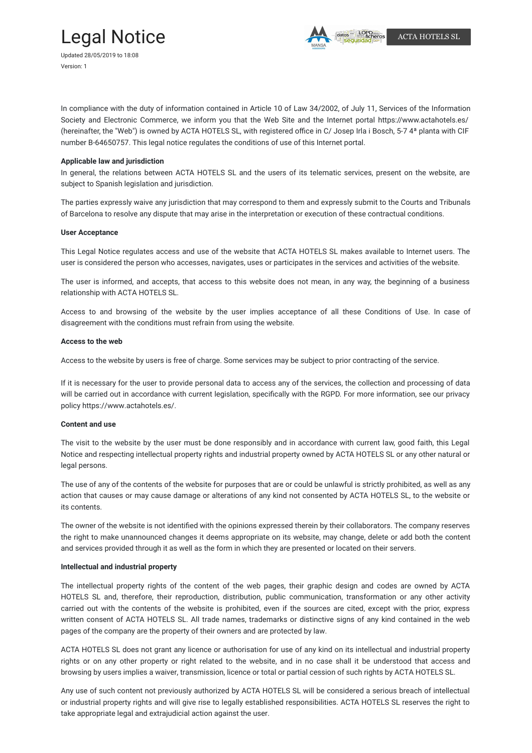# Legal Notice

Updated 28/05/2019 to 18:08

Version: 1

ACTA HOTELS SL

In compliance with the duty of information contained in Article 10 of Law 34/2002, of July 11, Services of the Information Society and Electronic Commerce, we inform you that the Web Site and the Internet portal https://www.actahotels.es/ (hereinafter, the "Web") is owned by ACTA HOTELS SL, with registered office in C/ Josep Irla i Bosch, 5-7 4ª planta with CIF number B-64650757. This legal notice regulates the conditions of use of this Internet portal.

**Applicable law and jurisdiction**

In general, the relations between ACTA HOTELS SL and the users of its telematic services, present on the website, are subject to Spanish legislation and jurisdiction.

The parties expressly waive any jurisdiction that may correspond to them and expressly submit to the Courts and Tribunals of Barcelona to resolve any dispute that may arise in the interpretation or execution of these contractual conditions.

**User Acceptance**

This Legal Notice regulates access and use of the website that ACTA HOTELS SL makes available to Internet users. The user is considered the person who accesses, navigates, uses or participates in the services and activities of the website.

The user is informed, and accepts, that access to this website does not mean, in any way, the beginning of a business relationship with ACTA HOTELS SL.

Access to and browsing of the website by the user implies acceptance of all these Conditions of Use. In case of disagreement with the conditions must refrain from using the website.

**Access to the web**

Access to the website by users is free of charge. Some services may be subject to prior contracting of the service.

If it is necessary for the user to provide personal data to access any of the services, the collection and processing of data will be carried out in accordance with current legislation, specifically with the RGPD. For more information, see our privacy policy https://www.actahotels.es/.

**Content and use**

The visit to the website by the user must be done responsibly and in accordance with current law, good faith, this Legal Notice and respecting intellectual property rights and industrial property owned by ACTA HOTELS SL or any other natural or legal persons.

The use of any of the contents of the website for purposes that are or could be unlawful is strictly prohibited, as well as any action that causes or may cause damage or alterations of any kind not consented by ACTA HOTELS SL, to the website or its contents.

The owner of the website is not identified with the opinions expressed therein by their collaborators. The company reserves the right to make unannounced changes it deems appropriate on its website, may change, delete or add both the content and services provided through it as well as the form in which they are presented or located on their servers.

**Intellectual and industrial property**

The intellectual property rights of the content of the web pages, their graphic design and codes are owned by ACTA HOTELS SL and, therefore, their reproduction, distribution, public communication, transformation or any other activity carried out with the contents of the website is prohibited, even if the sources are cited, except with the prior, express written consent of ACTA HOTELS SL. All trade names, trademarks or distinctive signs of any kind contained in the web pages of the company are the property of their owners and are protected by law.

ACTA HOTELS SL does not grant any licence or authorisation for use of any kind on its intellectual and industrial property rights or on any other property or right related to the website, and in no case shall it be understood that access and browsing by users implies a waiver, transmission, licence or total or partial cession of such rights by ACTA HOTELS SL.

Any use of such content not previously authorized by ACTA HOTELS SL will be considered a serious breach of intellectual or industrial property rights and will give rise to legally established responsibilities. ACTA HOTELS SL reserves the right to take appropriate legal and extrajudicial action against the user.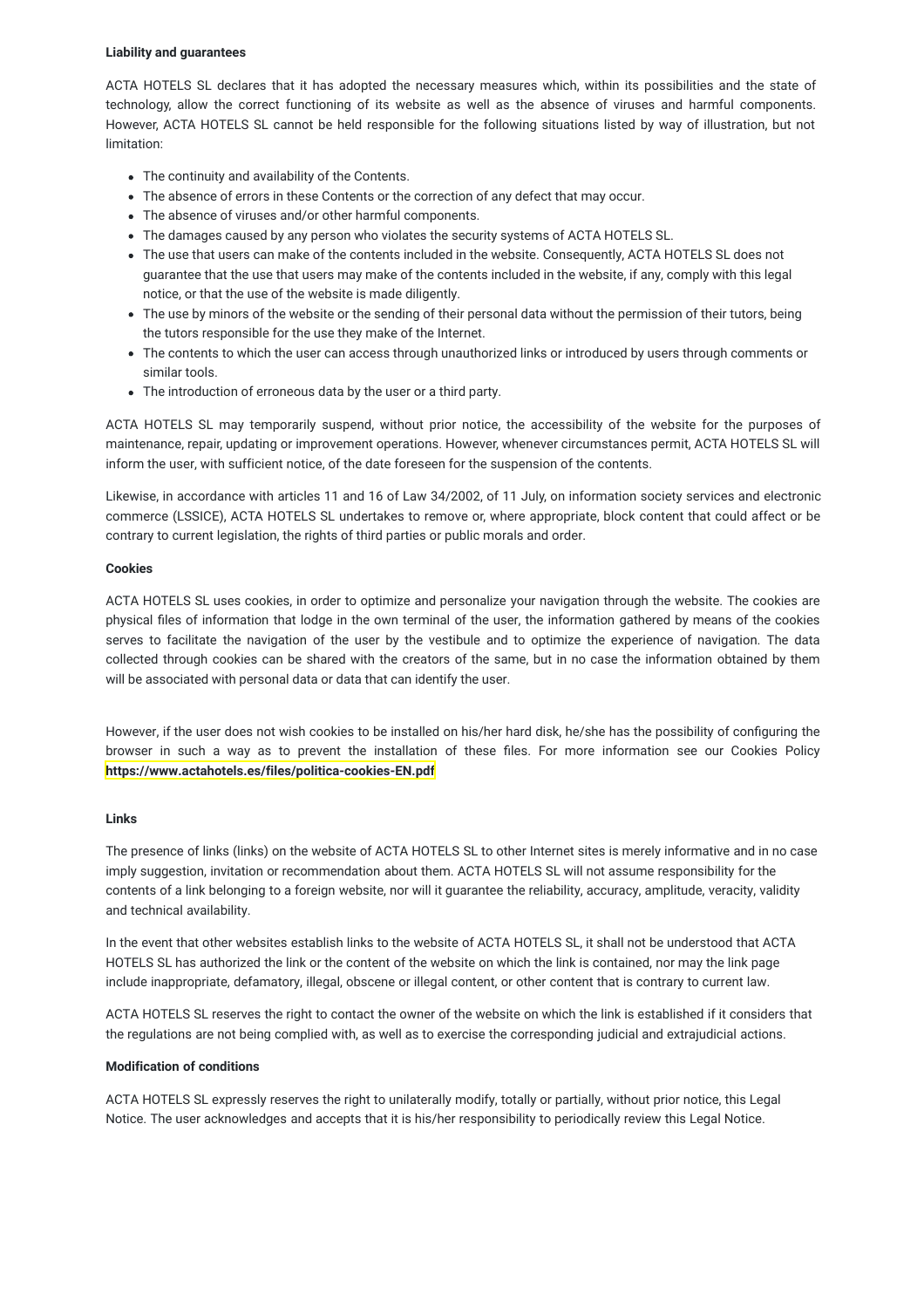**Liability and guarantees**

ACTA HOTELS SL declares that it has adopted the necessary measures which, within its possibilities and the state of technology, allow the correct functioning of its website as well as the absence of viruses and harmful components. However, ACTA HOTELS SL cannot be held responsible for the following situations listed by way of illustration, but not limitation:

- The continuity and availability of the Contents.
- The absence of errors in these Contents or the correction of any defect that may occur.
- The absence of viruses and/or other harmful components.
- The damages caused by any person who violates the security systems of ACTA HOTELS SL.
- The use that users can make of the contents included in the website. Consequently, ACTA HOTELS SL does not guarantee that the use that users may make of the contents included in the website, if any, comply with this legal notice, or that the use of the website is made diligently.
- The use by minors of the website or the sending of their personal data without the permission of their tutors, being the tutors responsible for the use they make of the Internet.
- The contents to which the user can access through unauthorized links or introduced by users through comments or similar tools.
- The introduction of erroneous data by the user or a third party.

ACTA HOTELS SL may temporarily suspend, without prior notice, the accessibility of the website for the purposes of maintenance, repair, updating or improvement operations. However, whenever circumstances permit, ACTA HOTELS SL will inform the user, with sufficient notice, of the date foreseen for the suspension of the contents.

Likewise, in accordance with articles 11 and 16 of Law 34/2002, of 11 July, on information society services and electronic commerce (LSSICE), ACTA HOTELS SL undertakes to remove or, where appropriate, block content that could affect or be contrary to current legislation, the rights of third parties or public morals and order.

**Cookies**

ACTA HOTELS SL uses cookies, in order to optimize and personalize your navigation through the website. The cookies are physical files of information that lodge in the own terminal of the user, the information gathered by means of the cookies serves to facilitate the navigation of the user by the vestibule and to optimize the experience of navigation. The data collected through cookies can be shared with the creators of the same, but in no case the information obtained by them will be associated with personal data or data that can identify the user.

However, if the user does not wish cookies to be installed on his/her hard disk, he/she has the possibility of configuring the browser in such a way as to prevent the installation of these files. For more information see our Cookies Policy **https://www.actahotels.es/files/politica-cookies-EN.pdf**

**Links**

The presence of links (links) on the website of ACTA HOTELS SL to other Internet sites is merely informative and in no case imply suggestion, invitation or recommendation about them. ACTA HOTELS SL will not assume responsibility for the contents of a link belonging to a foreign website, nor will it guarantee the reliability, accuracy, amplitude, veracity, validity and technical availability.

In the event that other websites establish links to the website of ACTA HOTELS SL, it shall not be understood that ACTA HOTELS SL has authorized the link or the content of the website on which the link is contained, nor may the link page include inappropriate, defamatory, illegal, obscene or illegal content, or other content that is contrary to current law.

ACTA HOTELS SL reserves the right to contact the owner of the website on which the link is established if it considers that the regulations are not being complied with, as well as to exercise the corresponding judicial and extrajudicial actions.

**Modification of conditions**

ACTA HOTELS SL expressly reserves the right to unilaterally modify, totally or partially, without prior notice, this Legal Notice. The user acknowledges and accepts that it is his/her responsibility to periodically review this Legal Notice.